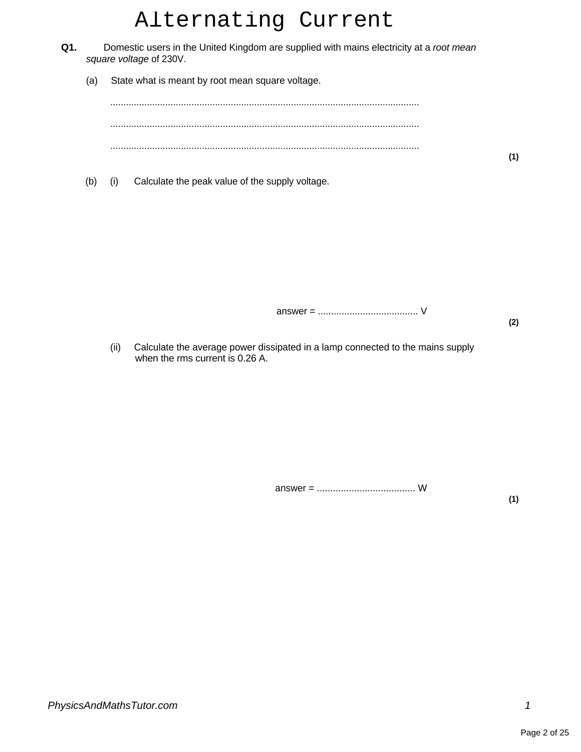# Alternating Current

**Q1.** Domestic users in the United Kingdom are supplied with mains electricity at a *root mean square voltage* of 230V.

(a) State what is meant by root mean square voltage.

.....................................................................................................................

.....................................................................................................................

.....................................................................................................................

**(1)**

(b) (i) Calculate the peak value of the supply voltage.

answer = ...................................... V

**(2)**

(ii) Calculate the average power dissipated in a lamp connected to the mains supply when the rms current is 0.26 A.

answer = ..................................... W

**(1)**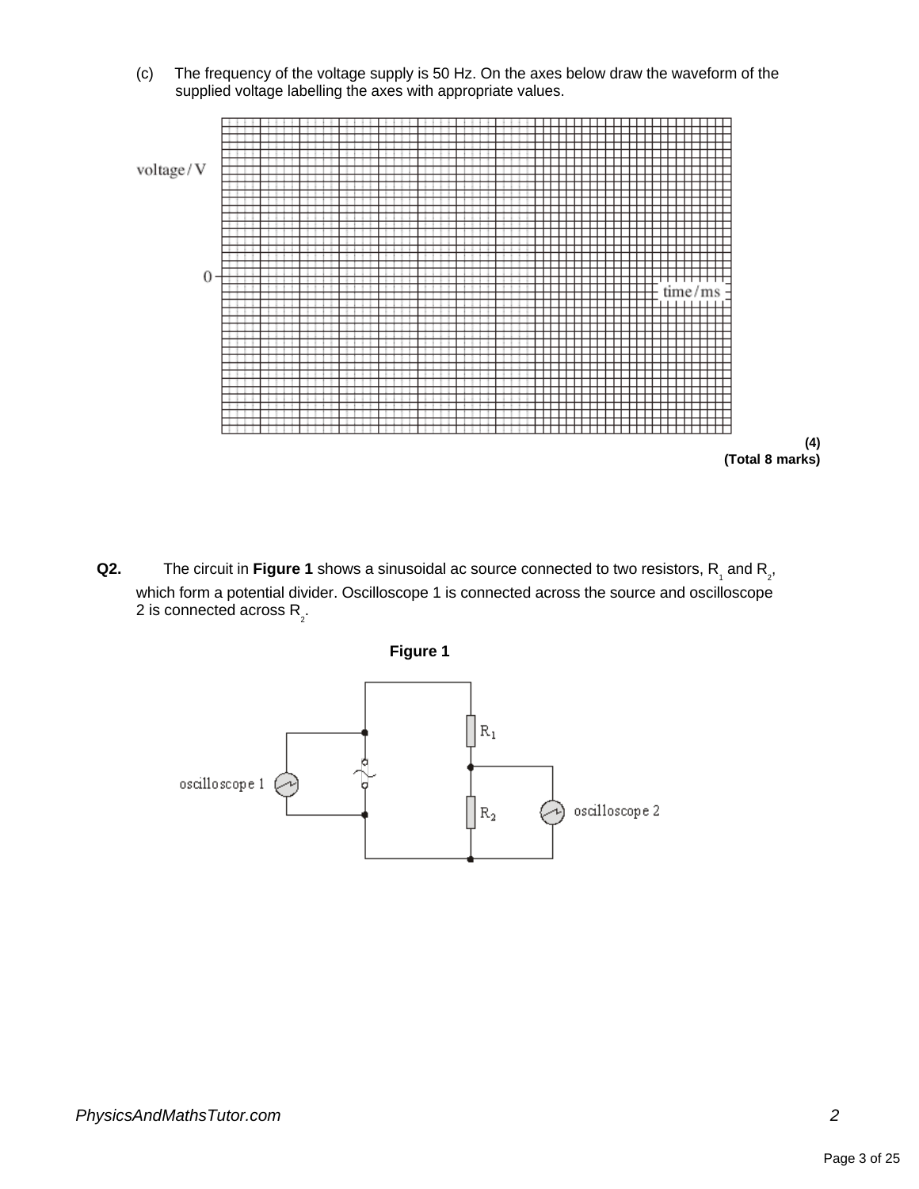(c) The frequency of the voltage supply is 50 Hz. On the axes below draw the waveform of the supplied voltage labelling the axes with appropriate values.

voltage / V

0

time / ms

**(4)**
**(Total 8 marks)**

**Q2.** The circuit in **Figure 1** shows a sinusoidal ac source connected to two resistors, $R_1$ and $R_2$, which form a potential divider. Oscilloscope 1 is connected across the source and oscilloscope 2 is connected across $R_2$.

**Figure 1**

oscilloscope 1

$R_1$

$R_2$

oscilloscope 2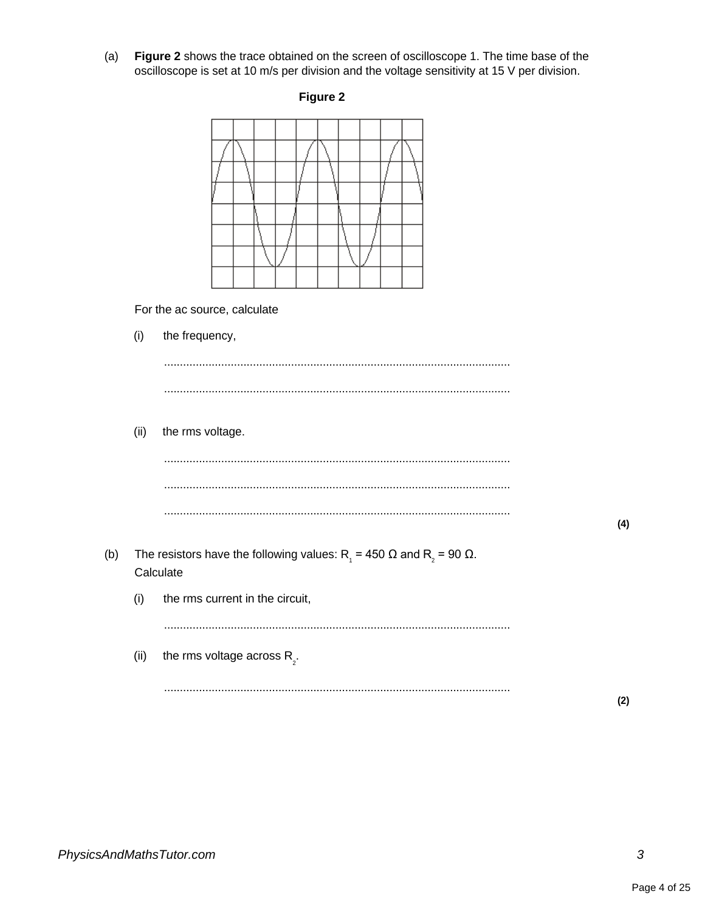(a) **Figure 2** shows the trace obtained on the screen of oscilloscope 1. The time base of the oscilloscope is set at 10 m/s per division and the voltage sensitivity at 15 V per division.

**Figure 2**

For the ac source, calculate

(i) the frequency,

............................................................................................................

............................................................................................................

(ii) the rms voltage.

............................................................................................................

............................................................................................................

............................................................................................................

**(4)**

(b) The resistors have the following values: $R_1$ = 450 Ω and $R_2$ = 90 Ω.
Calculate

(i) the rms current in the circuit,

............................................................................................................

(ii) the rms voltage across $R_2$.

............................................................................................................

**(2)**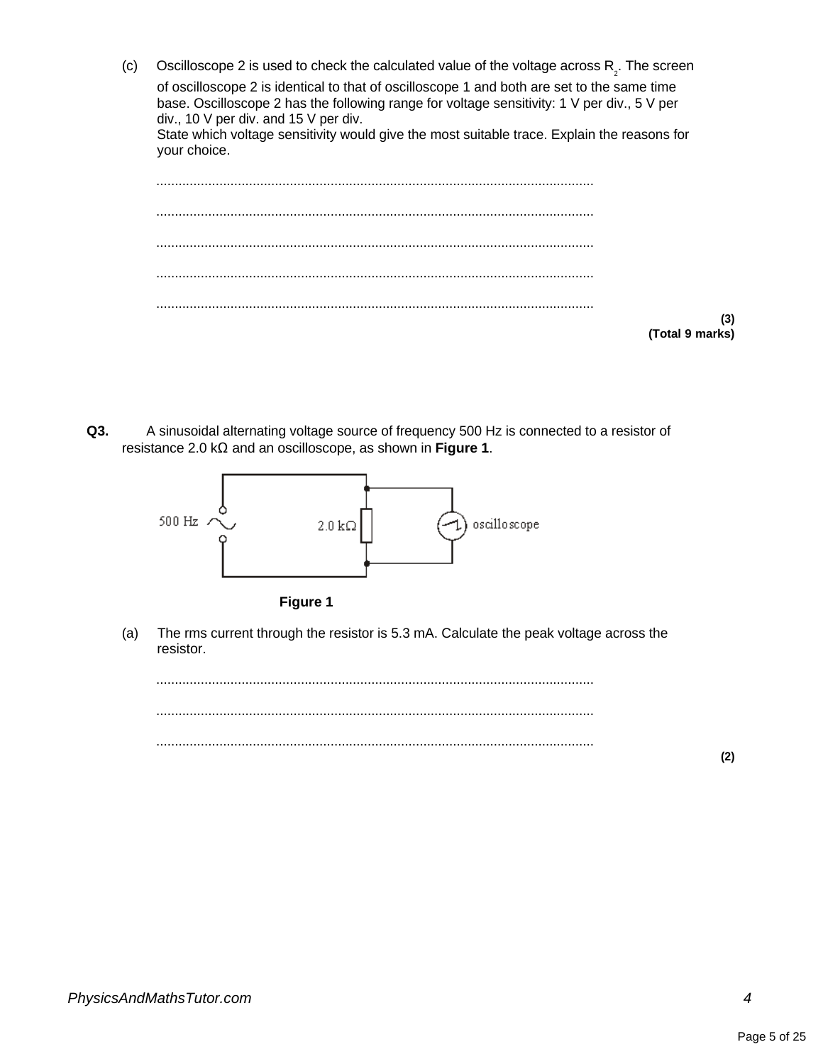(c) Oscilloscope 2 is used to check the calculated value of the voltage across $R_2$. The screen of oscilloscope 2 is identical to that of oscilloscope 1 and both are set to the same time base. Oscilloscope 2 has the following range for voltage sensitivity: 1 V per div., 5 V per div., 10 V per div. and 15 V per div.
State which voltage sensitivity would give the most suitable trace. Explain the reasons for your choice.

.....................................................................................................................

.....................................................................................................................

.....................................................................................................................

.....................................................................................................................

.....................................................................................................................

**(3)**
**(Total 9 marks)**

**Q3.** A sinusoidal alternating voltage source of frequency 500 Hz is connected to a resistor of resistance 2.0 kΩ and an oscilloscope, as shown in **Figure 1**.

**Figure 1**

(a) The rms current through the resistor is 5.3 mA. Calculate the peak voltage across the resistor.

.....................................................................................................................

.....................................................................................................................

.....................................................................................................................

**(2)**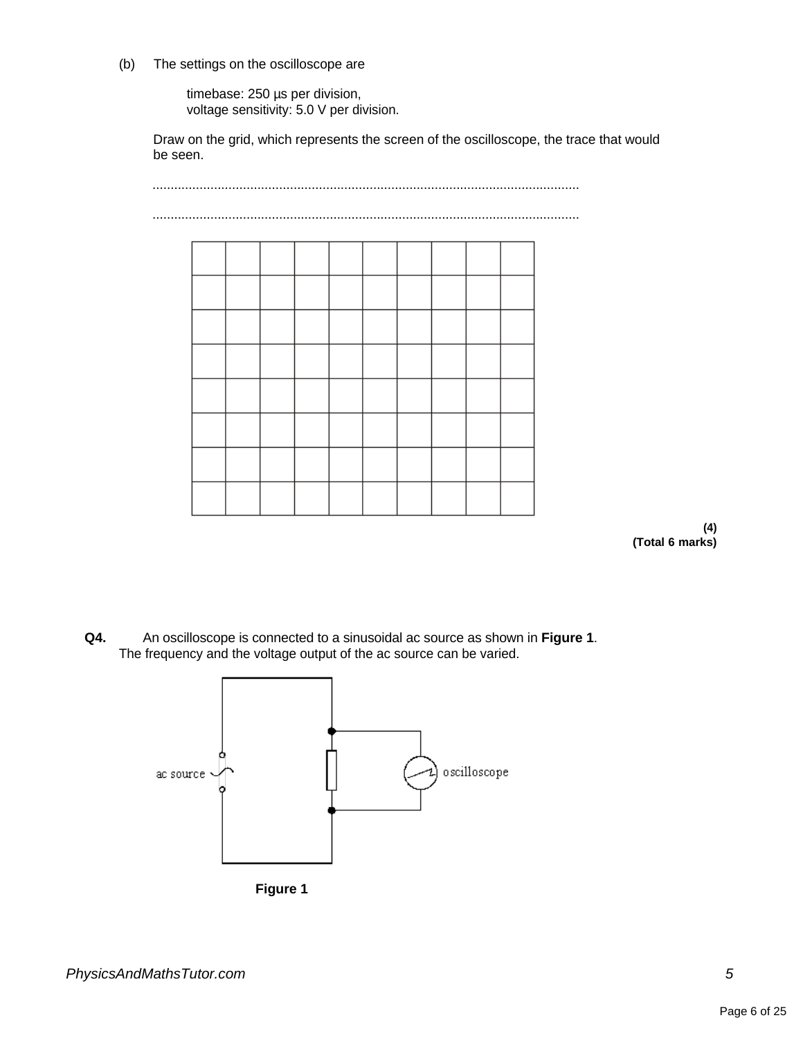(b) The settings on the oscilloscope are

timebase: 250 µs per division,
voltage sensitivity: 5.0 V per division.

Draw on the grid, which represents the screen of the oscilloscope, the trace that would be seen.

.....................................................................................................................

.....................................................................................................................

**(4)**
**(Total 6 marks)**

**Q4.** An oscilloscope is connected to a sinusoidal ac source as shown in **Figure 1**.
The frequency and the voltage output of the ac source can be varied.

**Figure 1**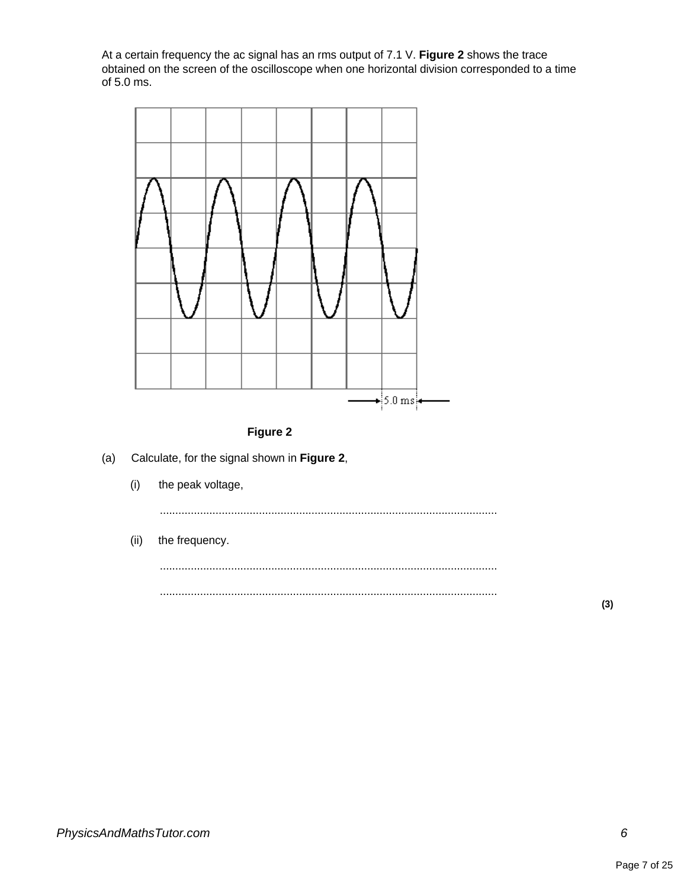At a certain frequency the ac signal has an rms output of 7.1 V. **Figure 2** shows the trace obtained on the screen of the oscilloscope when one horizontal division corresponded to a time of 5.0 ms.

**Figure 2**

(a) Calculate, for the signal shown in **Figure 2**,

(i) the peak voltage,

.............................................................................................................

(ii) the frequency.

.............................................................................................................

.............................................................................................................

**(3)**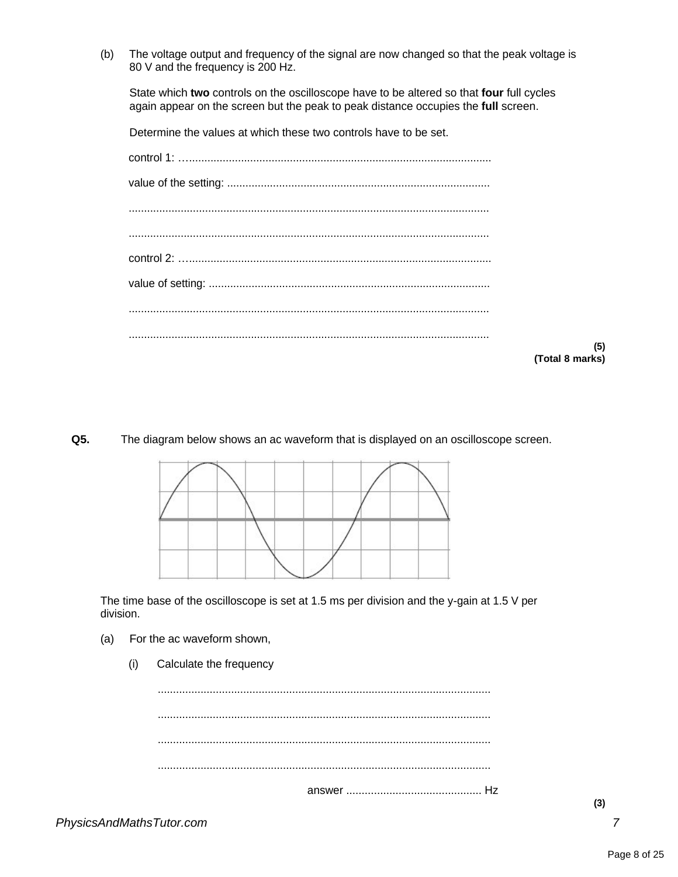(b) The voltage output and frequency of the signal are now changed so that the peak voltage is 80 V and the frequency is 200 Hz.

State which **two** controls on the oscilloscope have to be altered so that **four** full cycles again appear on the screen but the peak to peak distance occupies the **full** screen.

Determine the values at which these two controls have to be set.

control 1: …..................................................................................................

value of the setting: .....................................................................................

.....................................................................................................................

.....................................................................................................................

control 2: …..................................................................................................

value of setting: ...........................................................................................

.....................................................................................................................

.....................................................................................................................

**(5)**
**(Total 8 marks)**

**Q5.** The diagram below shows an ac waveform that is displayed on an oscilloscope screen.

The time base of the oscilloscope is set at 1.5 ms per division and the y-gain at 1.5 V per division.

(a) For the ac waveform shown,

(i) Calculate the frequency

...........................................................................................................

...........................................................................................................

...........................................................................................................

...........................................................................................................

answer ............................................ Hz

**(3)**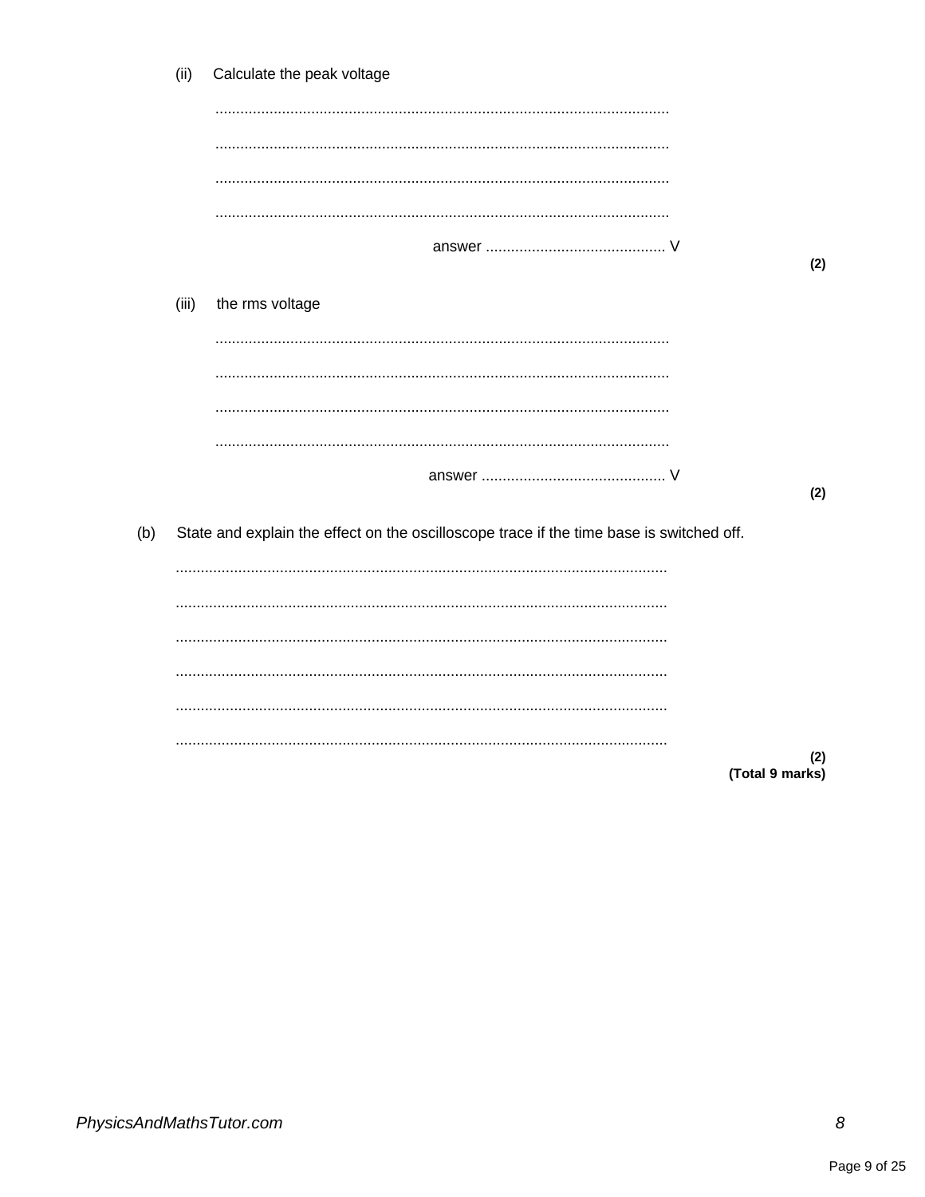(ii) Calculate the peak voltage

............................................................................................................

............................................................................................................

............................................................................................................

............................................................................................................

answer ........................................... V

**(2)**

(iii) the rms voltage

............................................................................................................

............................................................................................................

............................................................................................................

............................................................................................................

answer ............................................ V

**(2)**

(b) State and explain the effect on the oscilloscope trace if the time base is switched off.

.....................................................................................................................

.....................................................................................................................

.....................................................................................................................

.....................................................................................................................

.....................................................................................................................

.....................................................................................................................

**(2)**
**(Total 9 marks)**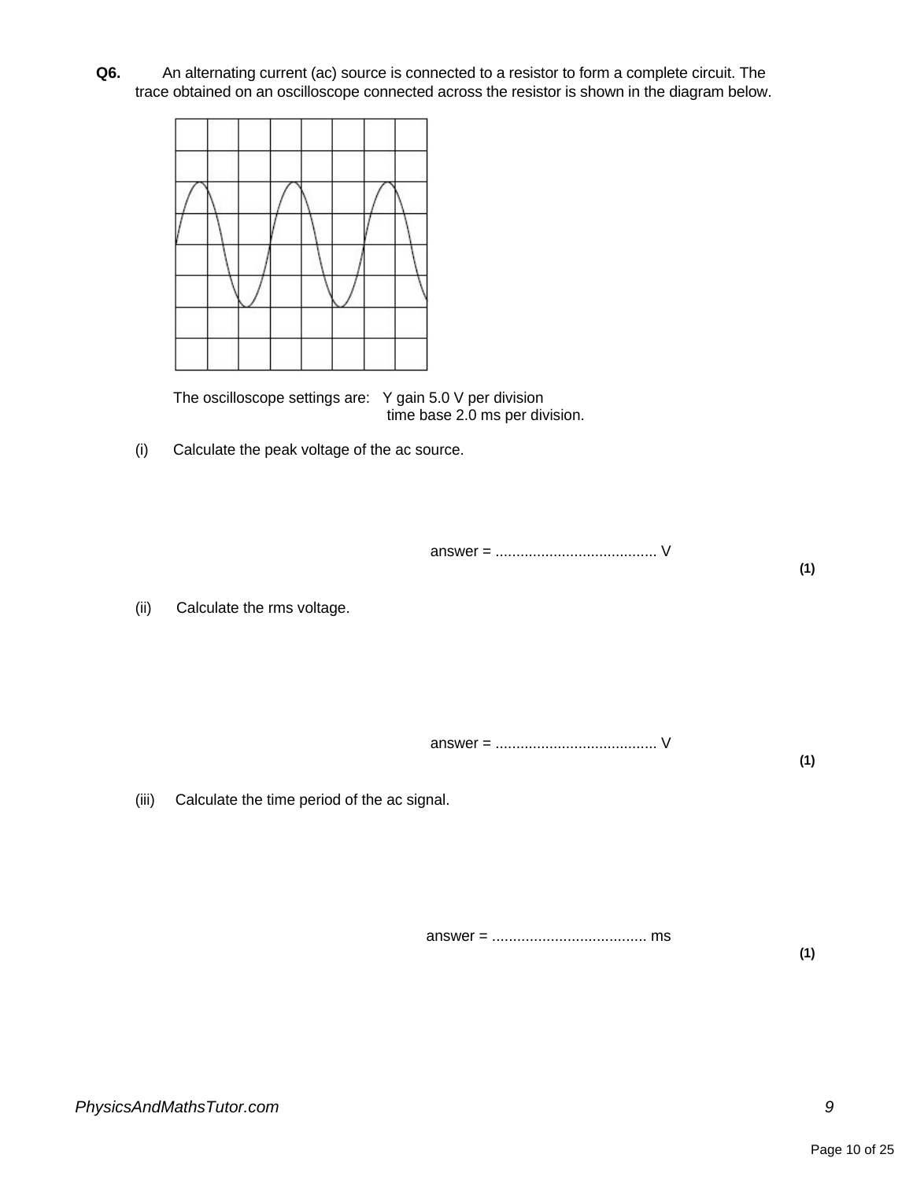**Q6.** An alternating current (ac) source is connected to a resistor to form a complete circuit. The trace obtained on an oscilloscope connected across the resistor is shown in the diagram below.

The oscilloscope settings are: Y gain 5.0 V per division
time base 2.0 ms per division.

(i) Calculate the peak voltage of the ac source.

answer = ...................................... V

**(1)**

(ii) Calculate the rms voltage.

answer = ...................................... V

**(1)**

(iii) Calculate the time period of the ac signal.

answer = .................................... ms

**(1)**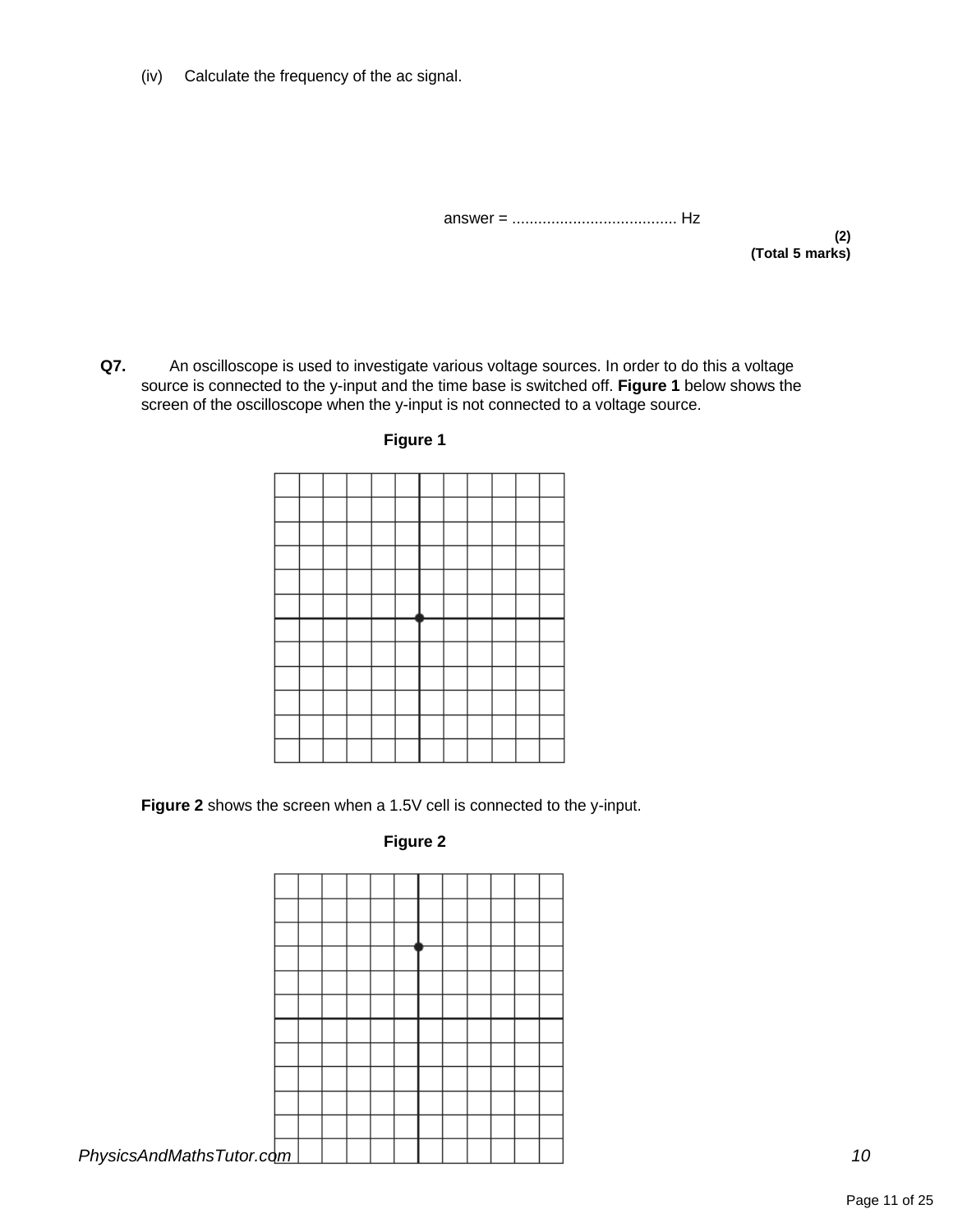(iv) Calculate the frequency of the ac signal.

answer = ...................................... Hz

**(2)**
**(Total 5 marks)**

**Q7.** An oscilloscope is used to investigate various voltage sources. In order to do this a voltage source is connected to the y-input and the time base is switched off. **Figure 1** below shows the screen of the oscilloscope when the y-input is not connected to a voltage source.

**Figure 1**

**Figure 2** shows the screen when a 1.5V cell is connected to the y-input.

**Figure 2**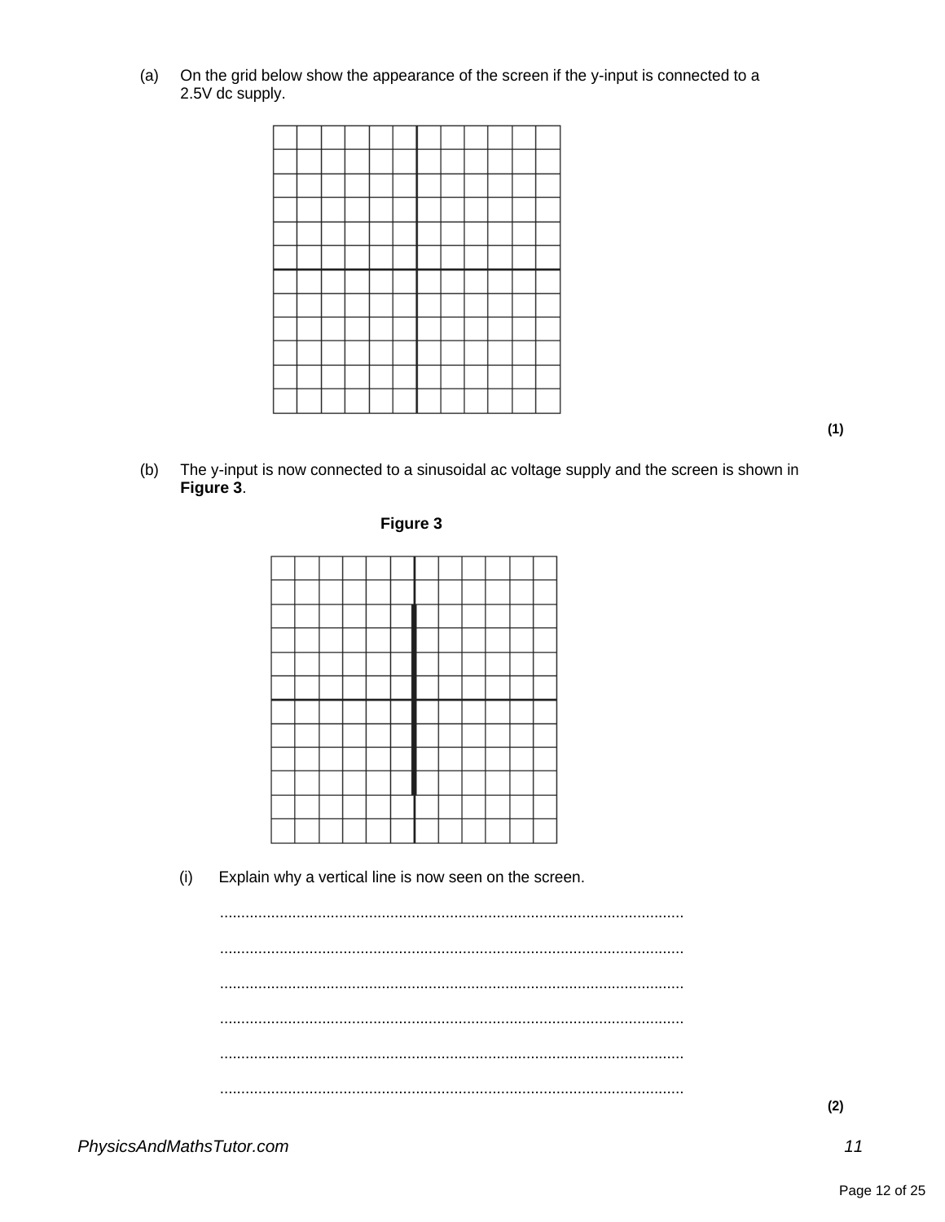(a) On the grid below show the appearance of the screen if the y-input is connected to a 2.5V dc supply.

**(1)**

(b) The y-input is now connected to a sinusoidal ac voltage supply and the screen is shown in **Figure 3**.

**Figure 3**

(i) Explain why a vertical line is now seen on the screen.

............................................................................................................

............................................................................................................

............................................................................................................

............................................................................................................

............................................................................................................

............................................................................................................

**(2)**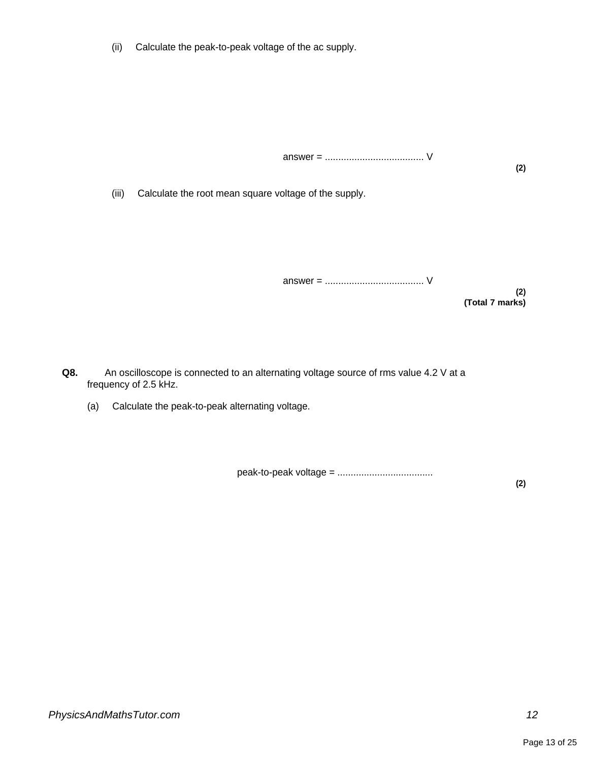(ii) Calculate the peak-to-peak voltage of the ac supply.

answer = .................................... V

**(2)**

(iii) Calculate the root mean square voltage of the supply.

answer = .................................... V

**(2)**

**(Total 7 marks)**

**Q8.** An oscilloscope is connected to an alternating voltage source of rms value 4.2 V at a frequency of 2.5 kHz.

(a) Calculate the peak-to-peak alternating voltage.

peak-to-peak voltage = ...................................

**(2)**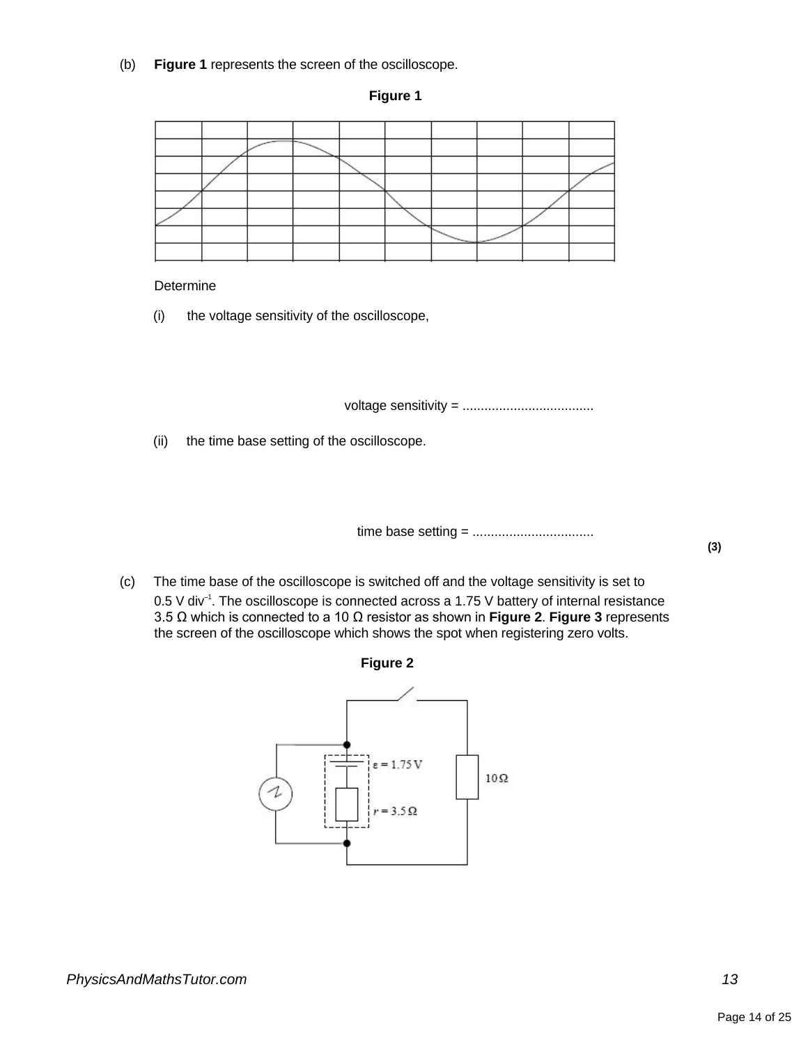(b) **Figure 1** represents the screen of the oscilloscope.

**Figure 1**

Determine

(i) the voltage sensitivity of the oscilloscope,

voltage sensitivity = ....................................

(ii) the time base setting of the oscilloscope.

time base setting = .................................

**(3)**

(c) The time base of the oscilloscope is switched off and the voltage sensitivity is set to 0.5 V div$^{-1}$. The oscilloscope is connected across a 1.75 V battery of internal resistance 3.5 Ω which is connected to a 10 Ω resistor as shown in **Figure 2**. **Figure 3** represents the screen of the oscilloscope which shows the spot when registering zero volts.

**Figure 2**

$\varepsilon = 1.75\text{ V}$

$r = 3.5\ \Omega$

10 Ω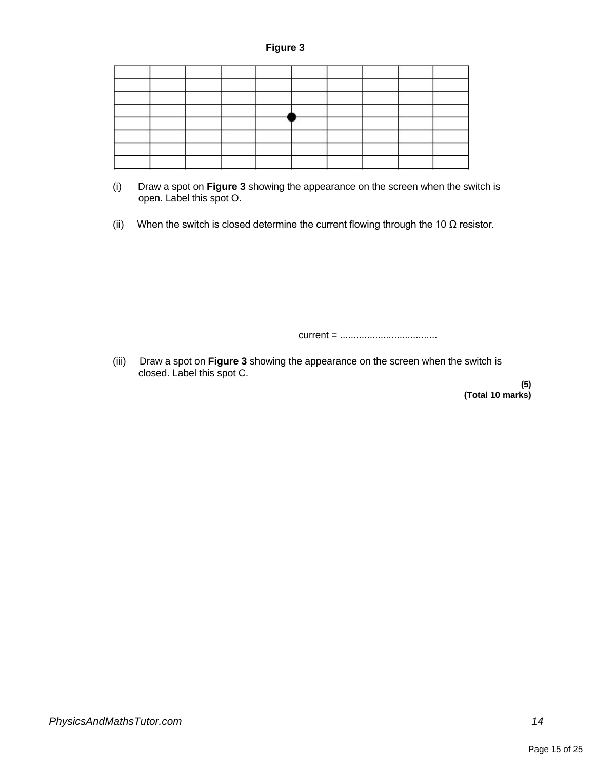**Figure 3**

(i) Draw a spot on **Figure 3** showing the appearance on the screen when the switch is open. Label this spot O.

(ii) When the switch is closed determine the current flowing through the 10 Ω resistor.

current = ....................................

(iii) Draw a spot on **Figure 3** showing the appearance on the screen when the switch is closed. Label this spot C.

**(5)**
**(Total 10 marks)**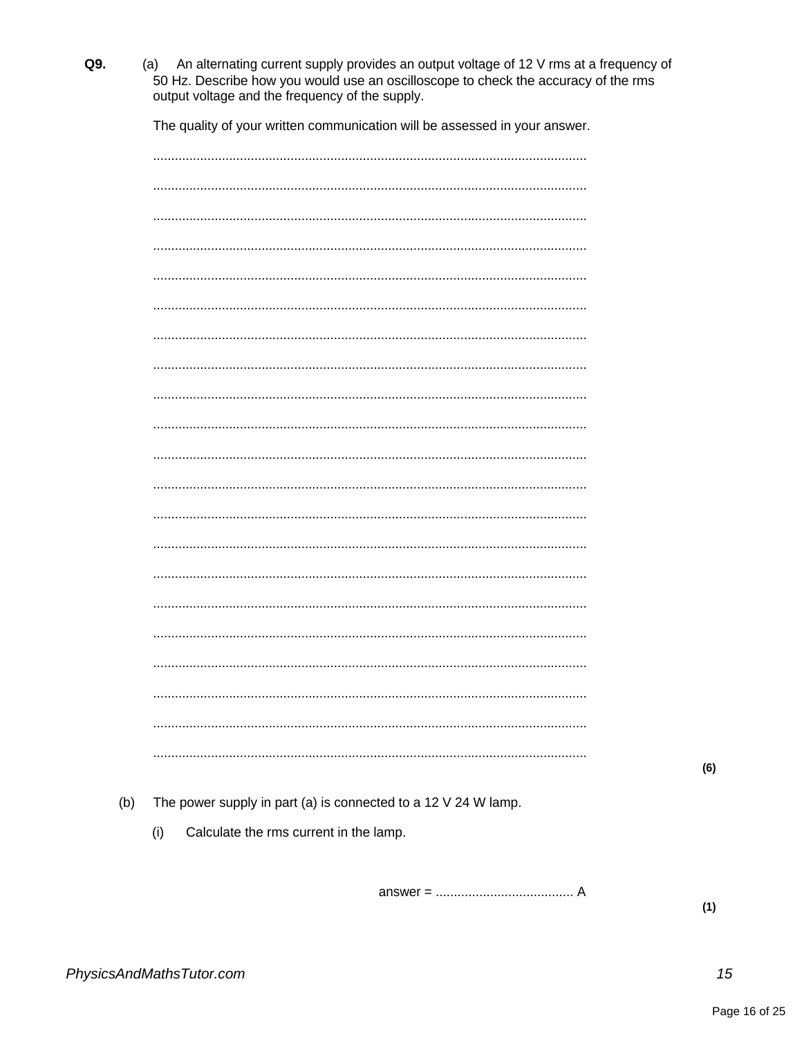**Q9.** (a) An alternating current supply provides an output voltage of 12 V rms at a frequency of 50 Hz. Describe how you would use an oscilloscope to check the accuracy of the rms output voltage and the frequency of the supply.

The quality of your written communication will be assessed in your answer.

.......................................................................................................................

.......................................................................................................................

.......................................................................................................................

.......................................................................................................................

.......................................................................................................................

.......................................................................................................................

.......................................................................................................................

.......................................................................................................................

.......................................................................................................................

.......................................................................................................................

.......................................................................................................................

.......................................................................................................................

.......................................................................................................................

.......................................................................................................................

.......................................................................................................................

.......................................................................................................................

.......................................................................................................................

.......................................................................................................................

.......................................................................................................................

.......................................................................................................................

.......................................................................................................................

**(6)**

(b) The power supply in part (a) is connected to a 12 V 24 W lamp.

(i) Calculate the rms current in the lamp.

answer = ...................................... A

**(1)**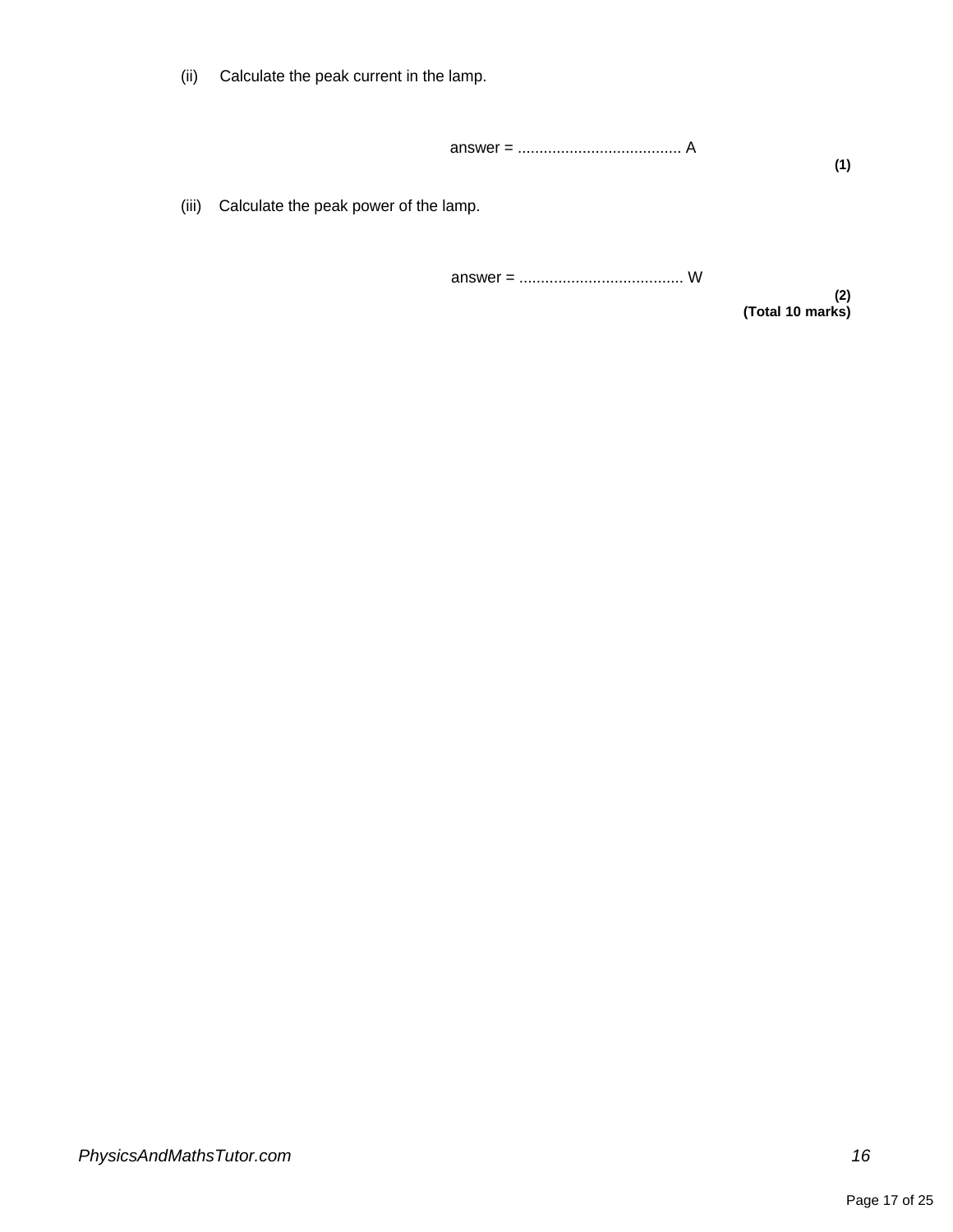(ii) Calculate the peak current in the lamp.

answer = ...................................... A

**(1)**

(iii) Calculate the peak power of the lamp.

answer = ...................................... W

**(2)**

**(Total 10 marks)**